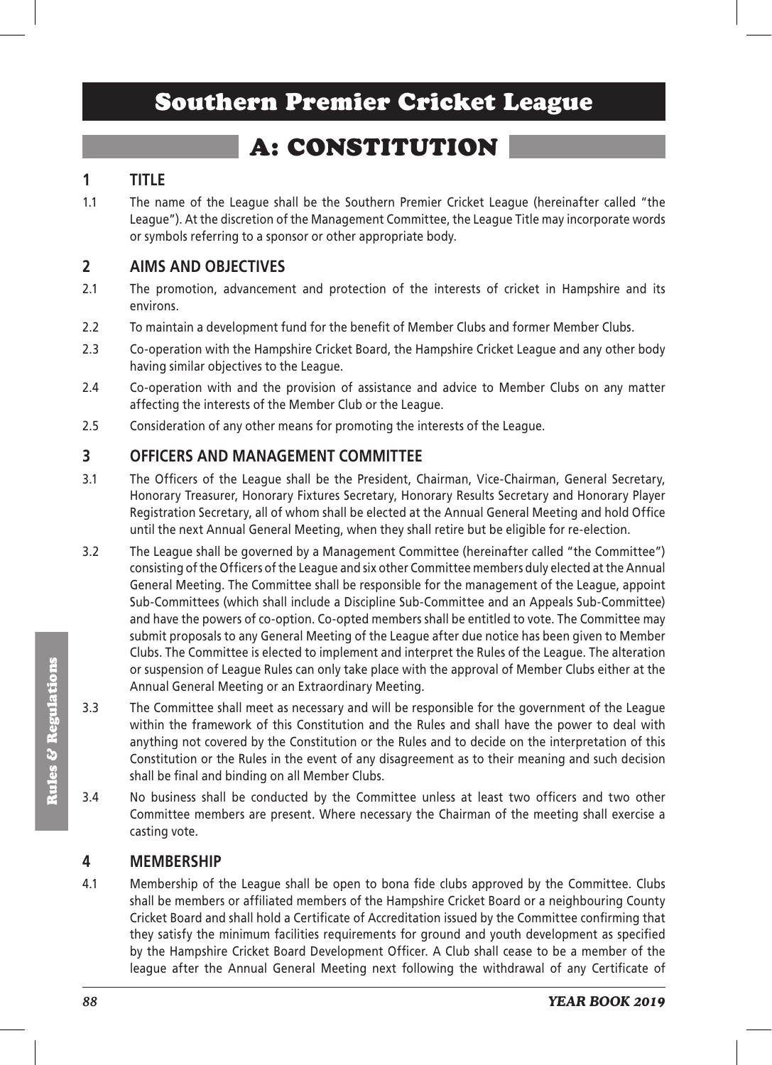# Southern Premier Cricket League

## A: CONSTITUTION

### 1 TITLE

1.1 The name of the League shall be the Southern Premier Cricket League (hereinafter called "the League"). At the discretion of the Management Committee, the League Title may incorporate words or symbols referring to a sponsor or other appropriate body.

### 2 AIMS AND OBJECTIVES

2.1 The promotion, advancement and protection of the interests of cricket in Hampshire and its environs.

2.2 To maintain a development fund for the benefit of Member Clubs and former Member Clubs.

2.3 Co-operation with the Hampshire Cricket Board, the Hampshire Cricket League and any other body having similar objectives to the League.

2.4 Co-operation with and the provision of assistance and advice to Member Clubs on any matter affecting the interests of the Member Club or the League.

2.5 Consideration of any other means for promoting the interests of the League.

### 3 OFFICERS AND MANAGEMENT COMMITTEE

3.1 The Officers of the League shall be the President, Chairman, Vice-Chairman, General Secretary, Honorary Treasurer, Honorary Fixtures Secretary, Honorary Results Secretary and Honorary Player Registration Secretary, all of whom shall be elected at the Annual General Meeting and hold Office until the next Annual General Meeting, when they shall retire but be eligible for re-election.

3.2 The League shall be governed by a Management Committee (hereinafter called "the Committee") consisting of the Officers of the League and six other Committee members duly elected at the Annual General Meeting. The Committee shall be responsible for the management of the League, appoint Sub-Committees (which shall include a Discipline Sub-Committee and an Appeals Sub-Committee) and have the powers of co-option. Co-opted members shall be entitled to vote. The Committee may submit proposals to any General Meeting of the League after due notice has been given to Member Clubs. The Committee is elected to implement and interpret the Rules of the League. The alteration or suspension of League Rules can only take place with the approval of Member Clubs either at the Annual General Meeting or an Extraordinary Meeting.

3.3 The Committee shall meet as necessary and will be responsible for the government of the League within the framework of this Constitution and the Rules and shall have the power to deal with anything not covered by the Constitution or the Rules and to decide on the interpretation of this Constitution or the Rules in the event of any disagreement as to their meaning and such decision shall be final and binding on all Member Clubs.

3.4 No business shall be conducted by the Committee unless at least two officers and two other Committee members are present. Where necessary the Chairman of the meeting shall exercise a casting vote.

### 4 MEMBERSHIP

4.1 Membership of the League shall be open to bona fide clubs approved by the Committee. Clubs shall be members or affiliated members of the Hampshire Cricket Board or a neighbouring County Cricket Board and shall hold a Certificate of Accreditation issued by the Committee confirming that they satisfy the minimum facilities requirements for ground and youth development as specified by the Hampshire Cricket Board Development Officer. A Club shall cease to be a member of the league after the Annual General Meeting next following the withdrawal of any Certificate of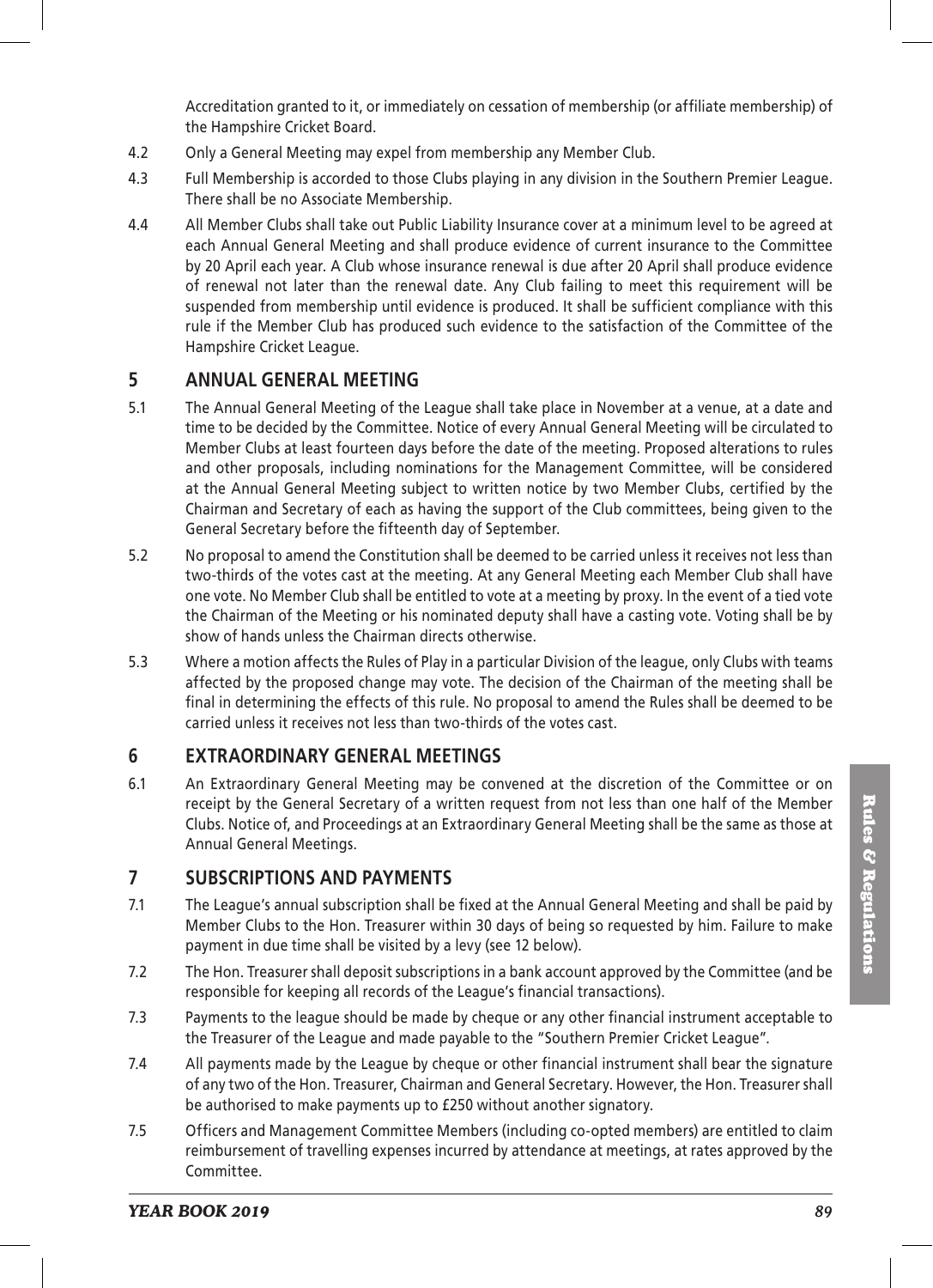Accreditation granted to it, or immediately on cessation of membership (or affiliate membership) of the Hampshire Cricket Board.

4.2 Only a General Meeting may expel from membership any Member Club.

4.3 Full Membership is accorded to those Clubs playing in any division in the Southern Premier League. There shall be no Associate Membership.

4.4 All Member Clubs shall take out Public Liability Insurance cover at a minimum level to be agreed at each Annual General Meeting and shall produce evidence of current insurance to the Committee by 20 April each year. A Club whose insurance renewal is due after 20 April shall produce evidence of renewal not later than the renewal date. Any Club failing to meet this requirement will be suspended from membership until evidence is produced. It shall be sufficient compliance with this rule if the Member Club has produced such evidence to the satisfaction of the Committee of the Hampshire Cricket League.

## 5 ANNUAL GENERAL MEETING

5.1 The Annual General Meeting of the League shall take place in November at a venue, at a date and time to be decided by the Committee. Notice of every Annual General Meeting will be circulated to Member Clubs at least fourteen days before the date of the meeting. Proposed alterations to rules and other proposals, including nominations for the Management Committee, will be considered at the Annual General Meeting subject to written notice by two Member Clubs, certified by the Chairman and Secretary of each as having the support of the Club committees, being given to the General Secretary before the fifteenth day of September.

5.2 No proposal to amend the Constitution shall be deemed to be carried unless it receives not less than two-thirds of the votes cast at the meeting. At any General Meeting each Member Club shall have one vote. No Member Club shall be entitled to vote at a meeting by proxy. In the event of a tied vote the Chairman of the Meeting or his nominated deputy shall have a casting vote. Voting shall be by show of hands unless the Chairman directs otherwise.

5.3 Where a motion affects the Rules of Play in a particular Division of the league, only Clubs with teams affected by the proposed change may vote. The decision of the Chairman of the meeting shall be final in determining the effects of this rule. No proposal to amend the Rules shall be deemed to be carried unless it receives not less than two-thirds of the votes cast.

## 6 EXTRAORDINARY GENERAL MEETINGS

6.1 An Extraordinary General Meeting may be convened at the discretion of the Committee or on receipt by the General Secretary of a written request from not less than one half of the Member Clubs. Notice of, and Proceedings at an Extraordinary General Meeting shall be the same as those at Annual General Meetings.

## 7 SUBSCRIPTIONS AND PAYMENTS

7.1 The League's annual subscription shall be fixed at the Annual General Meeting and shall be paid by Member Clubs to the Hon. Treasurer within 30 days of being so requested by him. Failure to make payment in due time shall be visited by a levy (see 12 below).

7.2 The Hon. Treasurer shall deposit subscriptions in a bank account approved by the Committee (and be responsible for keeping all records of the League's financial transactions).

7.3 Payments to the league should be made by cheque or any other financial instrument acceptable to the Treasurer of the League and made payable to the "Southern Premier Cricket League".

7.4 All payments made by the League by cheque or other financial instrument shall bear the signature of any two of the Hon. Treasurer, Chairman and General Secretary. However, the Hon. Treasurer shall be authorised to make payments up to £250 without another signatory.

7.5 Officers and Management Committee Members (including co-opted members) are entitled to claim reimbursement of travelling expenses incurred by attendance at meetings, at rates approved by the Committee.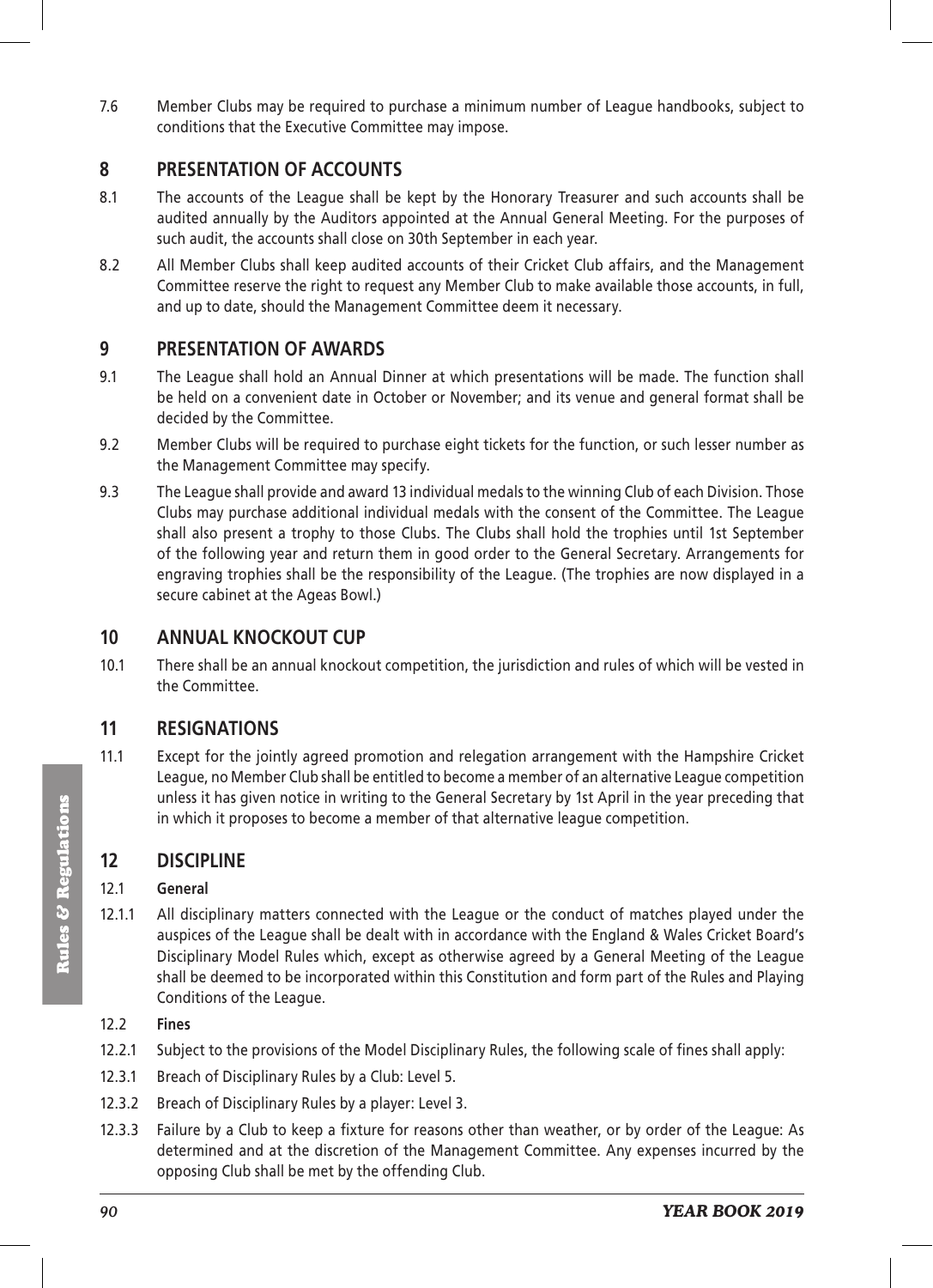7.6 Member Clubs may be required to purchase a minimum number of League handbooks, subject to conditions that the Executive Committee may impose.

## 8 PRESENTATION OF ACCOUNTS

8.1 The accounts of the League shall be kept by the Honorary Treasurer and such accounts shall be audited annually by the Auditors appointed at the Annual General Meeting. For the purposes of such audit, the accounts shall close on 30th September in each year.

8.2 All Member Clubs shall keep audited accounts of their Cricket Club affairs, and the Management Committee reserve the right to request any Member Club to make available those accounts, in full, and up to date, should the Management Committee deem it necessary.

## 9 PRESENTATION OF AWARDS

9.1 The League shall hold an Annual Dinner at which presentations will be made. The function shall be held on a convenient date in October or November; and its venue and general format shall be decided by the Committee.

9.2 Member Clubs will be required to purchase eight tickets for the function, or such lesser number as the Management Committee may specify.

9.3 The League shall provide and award 13 individual medals to the winning Club of each Division. Those Clubs may purchase additional individual medals with the consent of the Committee. The League shall also present a trophy to those Clubs. The Clubs shall hold the trophies until 1st September of the following year and return them in good order to the General Secretary. Arrangements for engraving trophies shall be the responsibility of the League. (The trophies are now displayed in a secure cabinet at the Ageas Bowl.)

## 10 ANNUAL KNOCKOUT CUP

10.1 There shall be an annual knockout competition, the jurisdiction and rules of which will be vested in the Committee.

## 11 RESIGNATIONS

11.1 Except for the jointly agreed promotion and relegation arrangement with the Hampshire Cricket League, no Member Club shall be entitled to become a member of an alternative League competition unless it has given notice in writing to the General Secretary by 1st April in the year preceding that in which it proposes to become a member of that alternative league competition.

## 12 DISCIPLINE

12.1 **General**

12.1.1 All disciplinary matters connected with the League or the conduct of matches played under the auspices of the League shall be dealt with in accordance with the England & Wales Cricket Board's Disciplinary Model Rules which, except as otherwise agreed by a General Meeting of the League shall be deemed to be incorporated within this Constitution and form part of the Rules and Playing Conditions of the League.

12.2 **Fines**

12.2.1 Subject to the provisions of the Model Disciplinary Rules, the following scale of fines shall apply:

12.3.1 Breach of Disciplinary Rules by a Club: Level 5.

12.3.2 Breach of Disciplinary Rules by a player: Level 3.

12.3.3 Failure by a Club to keep a fixture for reasons other than weather, or by order of the League: As determined and at the discretion of the Management Committee. Any expenses incurred by the opposing Club shall be met by the offending Club.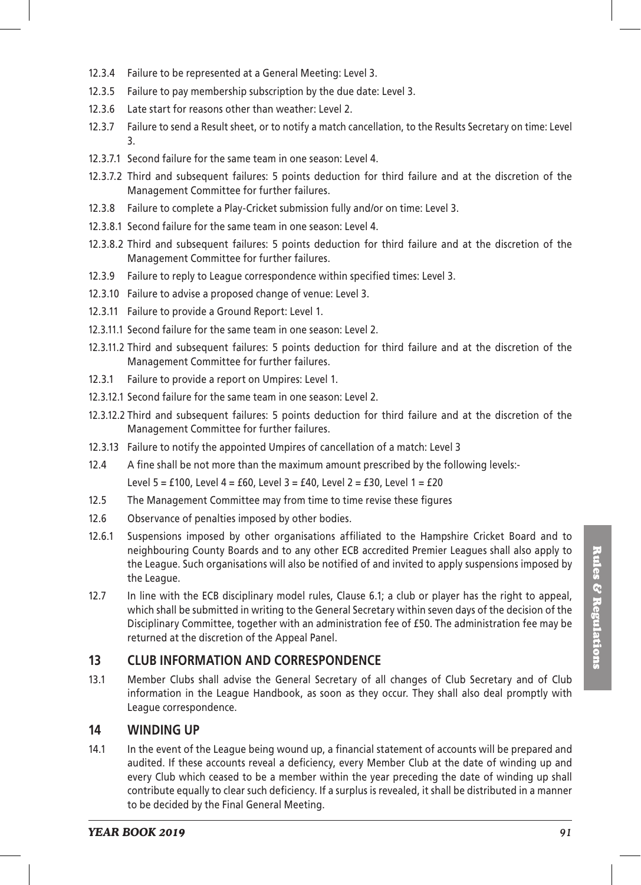12.3.4 Failure to be represented at a General Meeting: Level 3.

12.3.5 Failure to pay membership subscription by the due date: Level 3.

12.3.6 Late start for reasons other than weather: Level 2.

12.3.7 Failure to send a Result sheet, or to notify a match cancellation, to the Results Secretary on time: Level 3.

12.3.7.1 Second failure for the same team in one season: Level 4.

12.3.7.2 Third and subsequent failures: 5 points deduction for third failure and at the discretion of the Management Committee for further failures.

12.3.8 Failure to complete a Play-Cricket submission fully and/or on time: Level 3.

12.3.8.1 Second failure for the same team in one season: Level 4.

12.3.8.2 Third and subsequent failures: 5 points deduction for third failure and at the discretion of the Management Committee for further failures.

12.3.9 Failure to reply to League correspondence within specified times: Level 3.

12.3.10 Failure to advise a proposed change of venue: Level 3.

12.3.11 Failure to provide a Ground Report: Level 1.

12.3.11.1 Second failure for the same team in one season: Level 2.

12.3.11.2 Third and subsequent failures: 5 points deduction for third failure and at the discretion of the Management Committee for further failures.

12.3.1 Failure to provide a report on Umpires: Level 1.

12.3.12.1 Second failure for the same team in one season: Level 2.

12.3.12.2 Third and subsequent failures: 5 points deduction for third failure and at the discretion of the Management Committee for further failures.

12.3.13 Failure to notify the appointed Umpires of cancellation of a match: Level 3

12.4 A fine shall be not more than the maximum amount prescribed by the following levels:-
Level 5 = £100, Level 4 = £60, Level 3 = £40, Level 2 = £30, Level 1 = £20

12.5 The Management Committee may from time to time revise these figures

12.6 Observance of penalties imposed by other bodies.

12.6.1 Suspensions imposed by other organisations affiliated to the Hampshire Cricket Board and to neighbouring County Boards and to any other ECB accredited Premier Leagues shall also apply to the League. Such organisations will also be notified of and invited to apply suspensions imposed by the League.

12.7 In line with the ECB disciplinary model rules, Clause 6.1; a club or player has the right to appeal, which shall be submitted in writing to the General Secretary within seven days of the decision of the Disciplinary Committee, together with an administration fee of £50. The administration fee may be returned at the discretion of the Appeal Panel.

## 13 CLUB INFORMATION AND CORRESPONDENCE

13.1 Member Clubs shall advise the General Secretary of all changes of Club Secretary and of Club information in the League Handbook, as soon as they occur. They shall also deal promptly with League correspondence.

## 14 WINDING UP

14.1 In the event of the League being wound up, a financial statement of accounts will be prepared and audited. If these accounts reveal a deficiency, every Member Club at the date of winding up and every Club which ceased to be a member within the year preceding the date of winding up shall contribute equally to clear such deficiency. If a surplus is revealed, it shall be distributed in a manner to be decided by the Final General Meeting.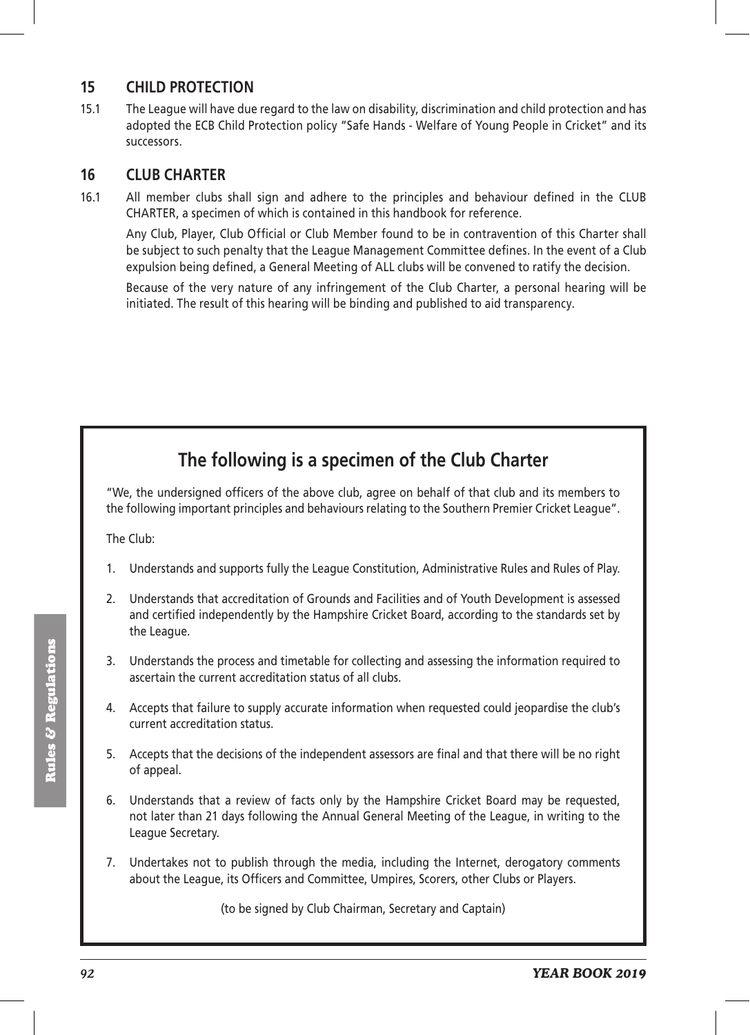## 15 CHILD PROTECTION

15.1 The League will have due regard to the law on disability, discrimination and child protection and has adopted the ECB Child Protection policy "Safe Hands - Welfare of Young People in Cricket" and its successors.

## 16 CLUB CHARTER

16.1 All member clubs shall sign and adhere to the principles and behaviour defined in the CLUB CHARTER, a specimen of which is contained in this handbook for reference.

Any Club, Player, Club Official or Club Member found to be in contravention of this Charter shall be subject to such penalty that the League Management Committee defines. In the event of a Club expulsion being defined, a General Meeting of ALL clubs will be convened to ratify the decision.

Because of the very nature of any infringement of the Club Charter, a personal hearing will be initiated. The result of this hearing will be binding and published to aid transparency.

## The following is a specimen of the Club Charter

"We, the undersigned officers of the above club, agree on behalf of that club and its members to the following important principles and behaviours relating to the Southern Premier Cricket League".

The Club:

1. Understands and supports fully the League Constitution, Administrative Rules and Rules of Play.
2. Understands that accreditation of Grounds and Facilities and of Youth Development is assessed and certified independently by the Hampshire Cricket Board, according to the standards set by the League.
3. Understands the process and timetable for collecting and assessing the information required to ascertain the current accreditation status of all clubs.
4. Accepts that failure to supply accurate information when requested could jeopardise the club's current accreditation status.
5. Accepts that the decisions of the independent assessors are final and that there will be no right of appeal.
6. Understands that a review of facts only by the Hampshire Cricket Board may be requested, not later than 21 days following the Annual General Meeting of the League, in writing to the League Secretary.
7. Undertakes not to publish through the media, including the Internet, derogatory comments about the League, its Officers and Committee, Umpires, Scorers, other Clubs or Players.

(to be signed by Club Chairman, Secretary and Captain)